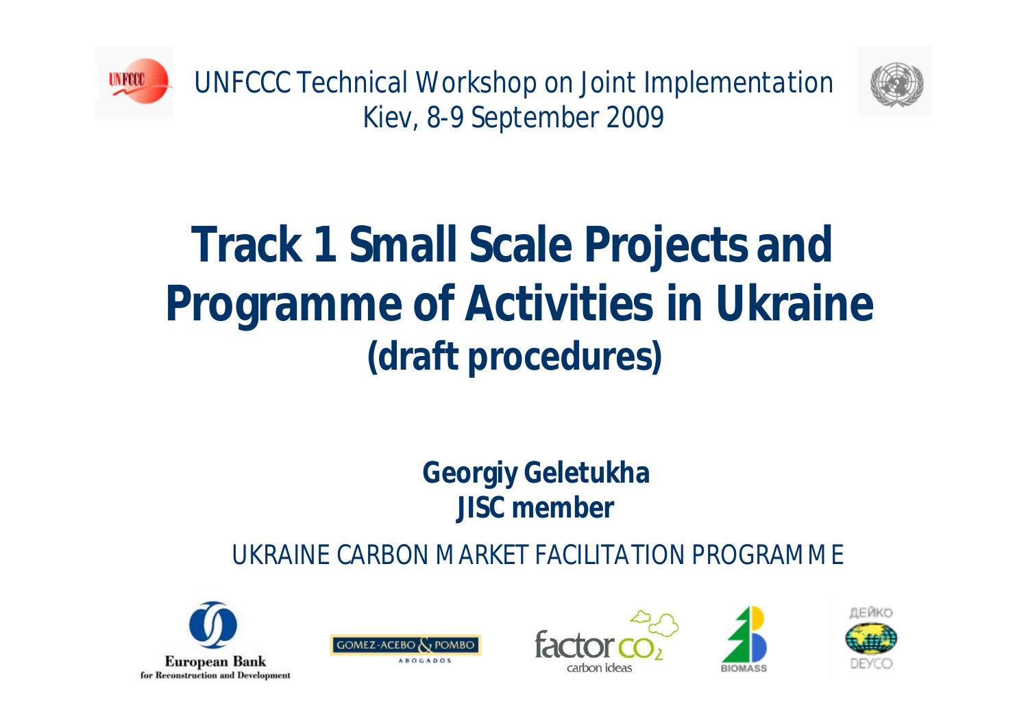UNFCCC Technical Workshop on Joint Implementation
Kiev, 8-9 September 2009

# Track 1 Small Scale Projects and Programme of Activities in Ukraine

## (draft procedures)

**Georgiy Geletukha**
**JISC member**

UKRAINE CARBON MARKET FACILITATION PROGRAMME

European Bank for Reconstruction and Development

GOMEZ-ACEBO & POMBO ABOGADOS

factor $CO_2$ carbon ideas

BIOMASS

ДЕЙКО DEYCO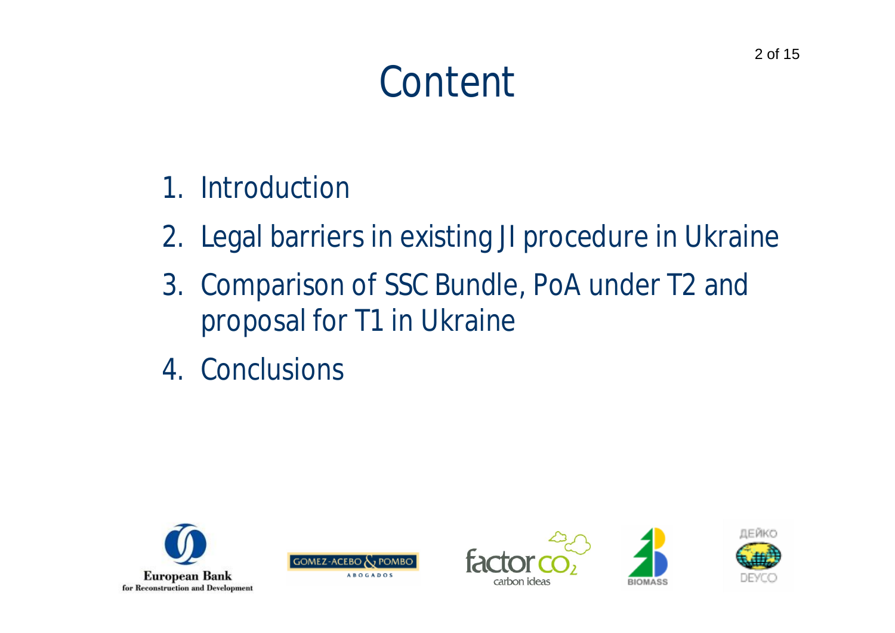# Content

1. Introduction
2. Legal barriers in existing JI procedure in Ukraine
3. Comparison of SSC Bundle, PoA under T2 and proposal for T1 in Ukraine
4. Conclusions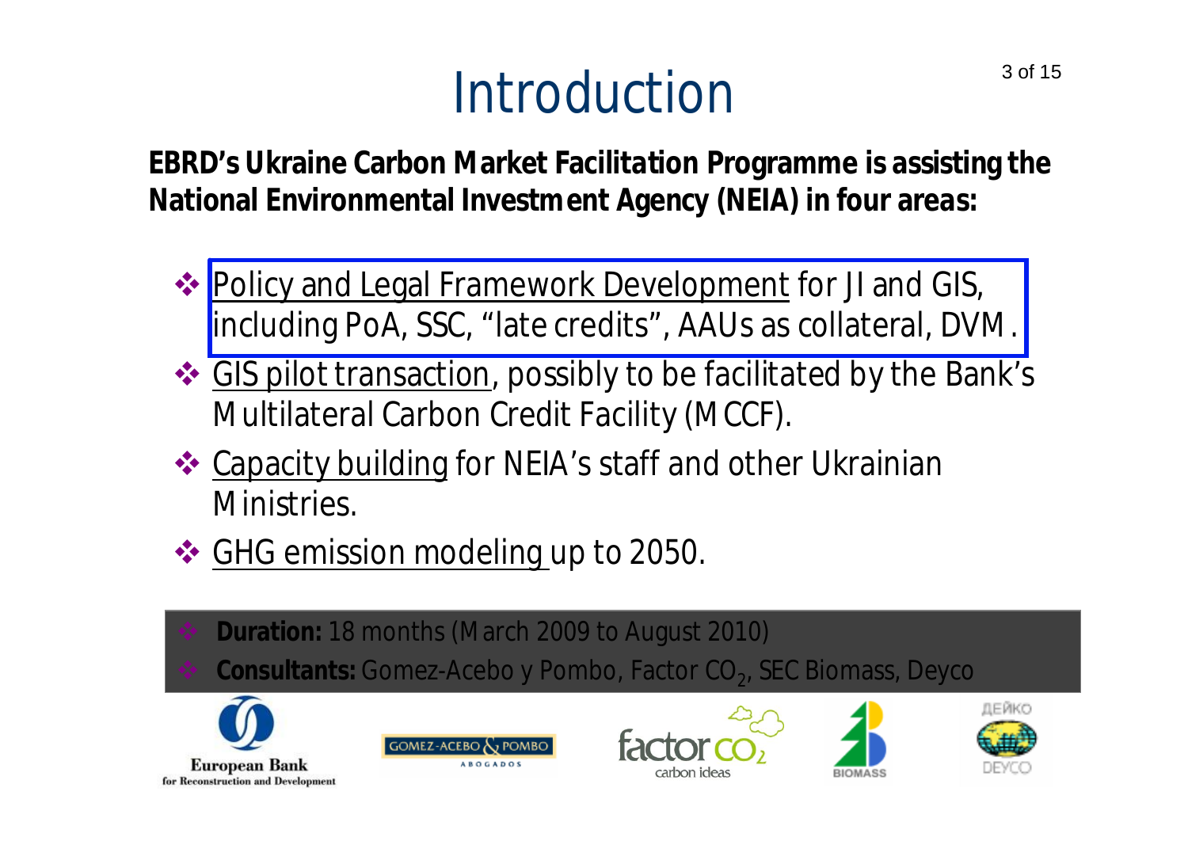# Introduction

**EBRD's Ukraine Carbon Market Facilitation Programme is assisting the National Environmental Investment Agency (NEIA) in four areas:**

- Policy and Legal Framework Development for JI and GIS, including PoA, SSC, "late credits", AAUs as collateral, DVM.
- GIS pilot transaction, possibly to be facilitated by the Bank's Multilateral Carbon Credit Facility (MCCF).
- Capacity building for NEIA's staff and other Ukrainian Ministries.
- GHG emission modeling up to 2050.

- **Duration:** 18 months (March 2009 to August 2010)
- **Consultants:** Gomez-Acebo y Pombo, Factor $CO_2$, SEC Biomass, Deyco

European Bank for Reconstruction and Development

GOMEZ-ACEBO & POMBO ABOGADOS

factor $CO_2$ carbon ideas

BIOMASS

ДЕЙКО DEYCO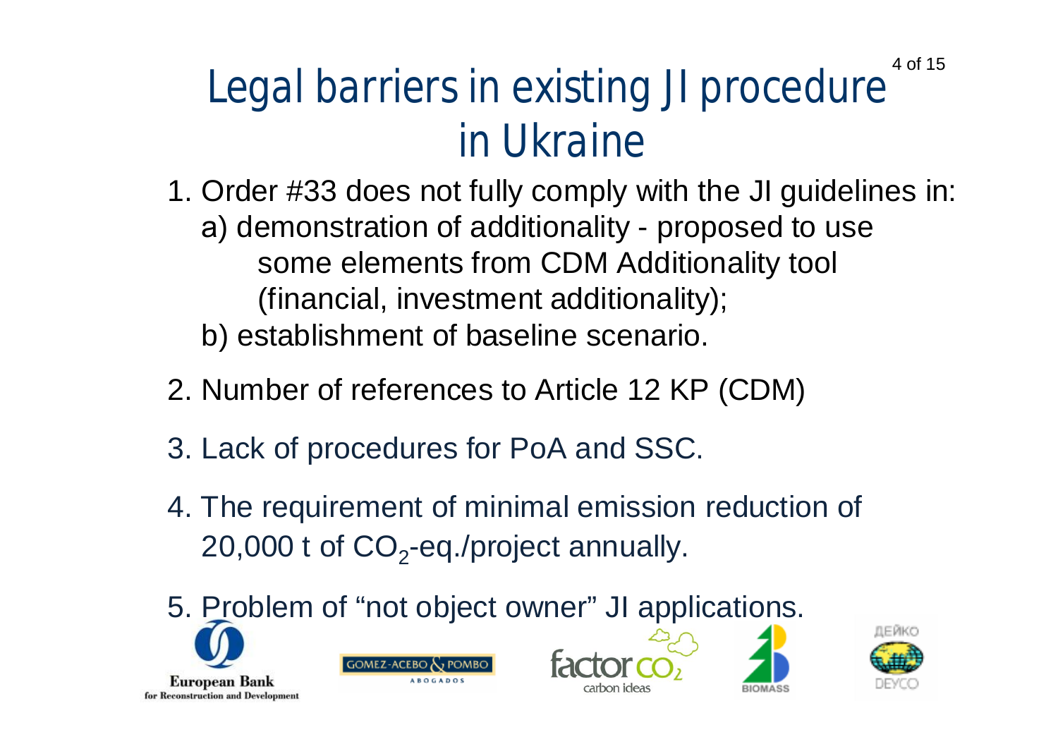# Legal barriers in existing JI procedure in Ukraine

1. Order #33 does not fully comply with the JI guidelines in:
   a) demonstration of additionality - proposed to use some elements from CDM Additionality tool (financial, investment additionality);
   b) establishment of baseline scenario.
2. Number of references to Article 12 KP (CDM)
3. Lack of procedures for PoA and SSC.
4. The requirement of minimal emission reduction of 20,000 t of $CO_2$-eq./project annually.
5. Problem of “not object owner” JI applications.

European Bank for Reconstruction and Development

GOMEZ-ACEBO & POMBO ABOGADOS

factor $CO_2$ carbon ideas

BIOMASS

ДЕЙКО DEYCO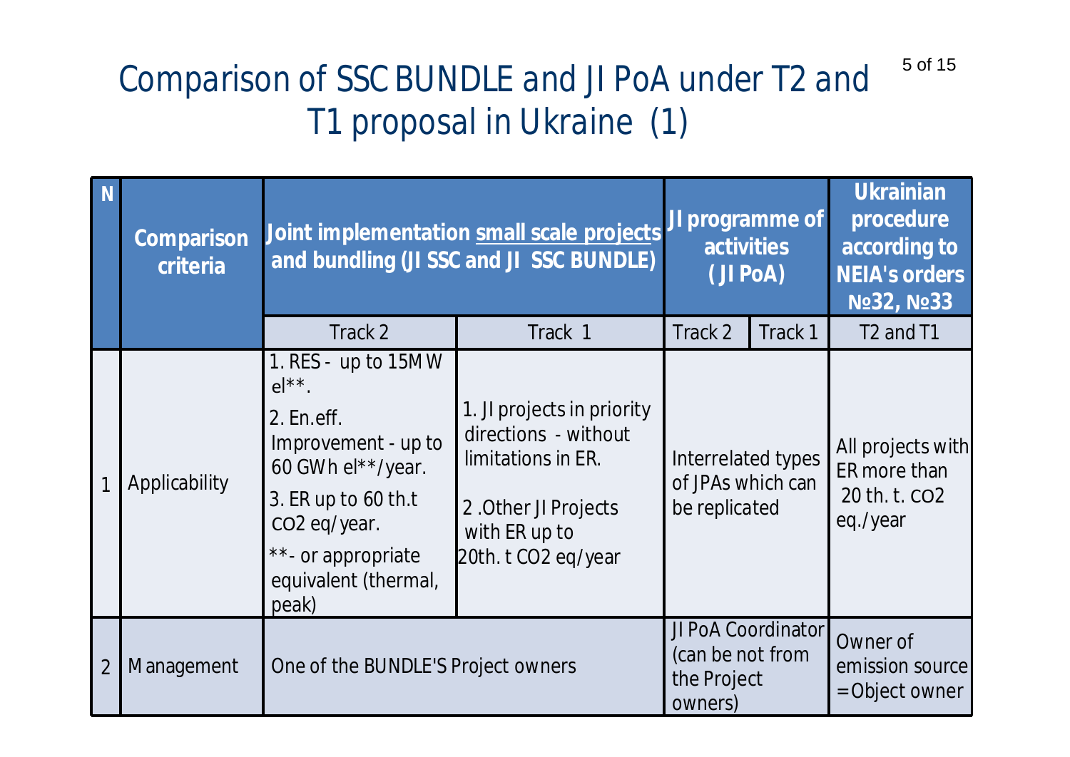# Comparison of SSC BUNDLE and JI PoA under T2 and T1 proposal in Ukraine (1)

| N | Comparison criteria | Joint implementation small scale projects and bundling (JI SSC and JI SSC BUNDLE) | | JI programme of activities ( JI PoA) | | Ukrainian procedure according to NEIA's orders №32, №33 |
|---|---|---|---|---|---|---|
| | | Track 2 | Track 1 | Track 2 | Track 1 | T2 and T1 |
| 1 | Applicability | 1. RES - up to 15MW el**.<br>2. En.eff. Improvement - up to 60 GWh el**/year.<br>3. ER up to 60 th.t $CO_2$ eq/year.<br>**- or appropriate equivalent (thermal, peak) | 1. JI projects in priority directions - without limitations in ER.<br>2 .Other JI Projects with ER up to 20th. t $CO_2$ eq/year | Interrelated types of JPAs which can be replicated | | All projects with ER more than 20 th. t. $CO_2$ eq./year |
| 2 | Management | One of the BUNDLE'S Project owners | | JI PoA Coordinator (can be not from the Project owners) | | Owner of emission source =Object owner |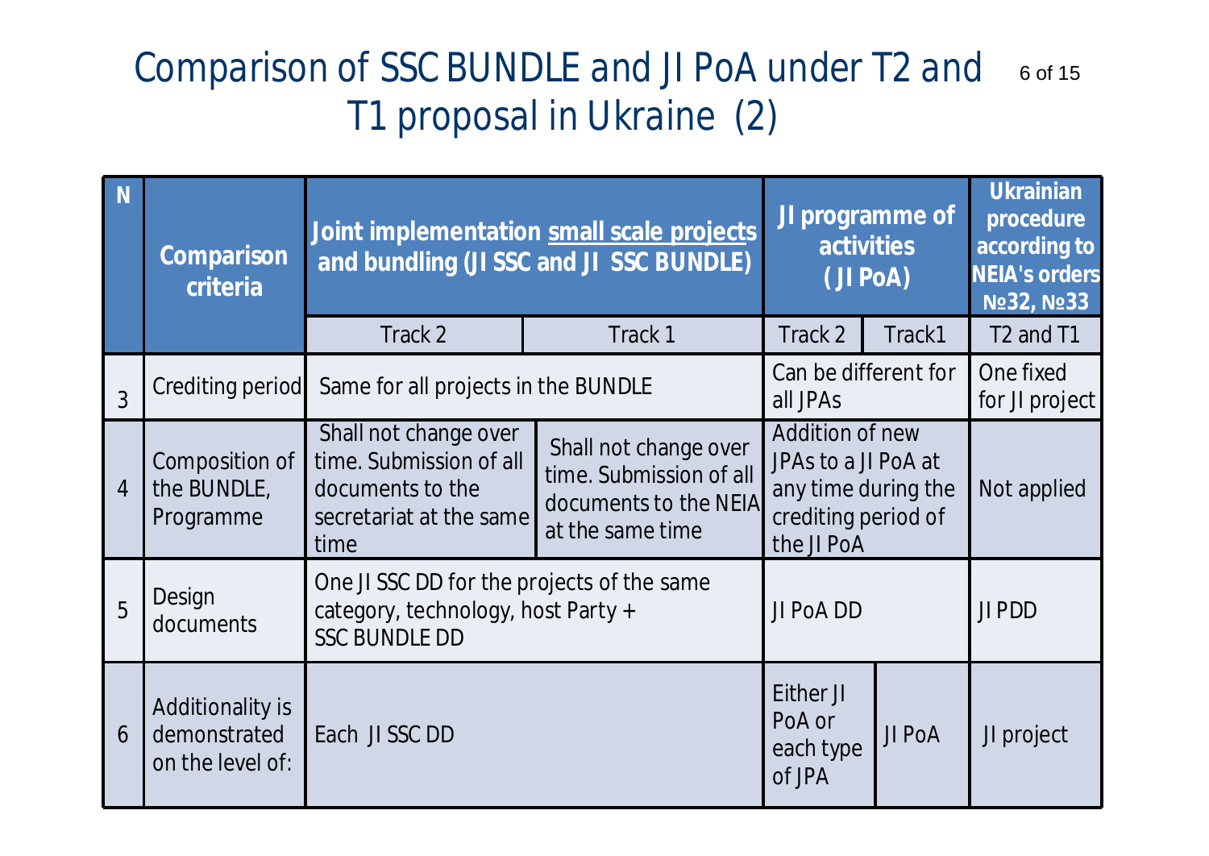# Comparison of SSC BUNDLE and JI PoA under T2 and T1 proposal in Ukraine (2)

| N | Comparison criteria | Joint implementation small scale projects and bundling (JI SSC and JI SSC BUNDLE) | | JI programme of activities ( JI PoA) | | Ukrainian procedure according to NEIA's orders №32, №33 |
|---|---|---|---|---|---|---|
| | | Track 2 | Track 1 | Track 2 | Track1 | T2 and T1 |
| 3 | Crediting period | Same for all projects in the BUNDLE | | Can be different for all JPAs | | One fixed for JI project |
| 4 | Composition of the BUNDLE, Programme | Shall not change over time. Submission of all documents to the secretariat at the same time | Shall not change over time. Submission of all documents to the NEIA at the same time | Addition of new JPAs to a JI PoA at any time during the crediting period of the JI PoA | | Not applied |
| 5 | Design documents | One JI SSC DD for the projects of the same category, technology, host Party + SSC BUNDLE DD | | JI PoA DD | | JI PDD |
| 6 | Additionality is demonstrated on the level of: | Each JI SSC DD | | Either JI PoA or each type of JPA | JI PoA | JI project |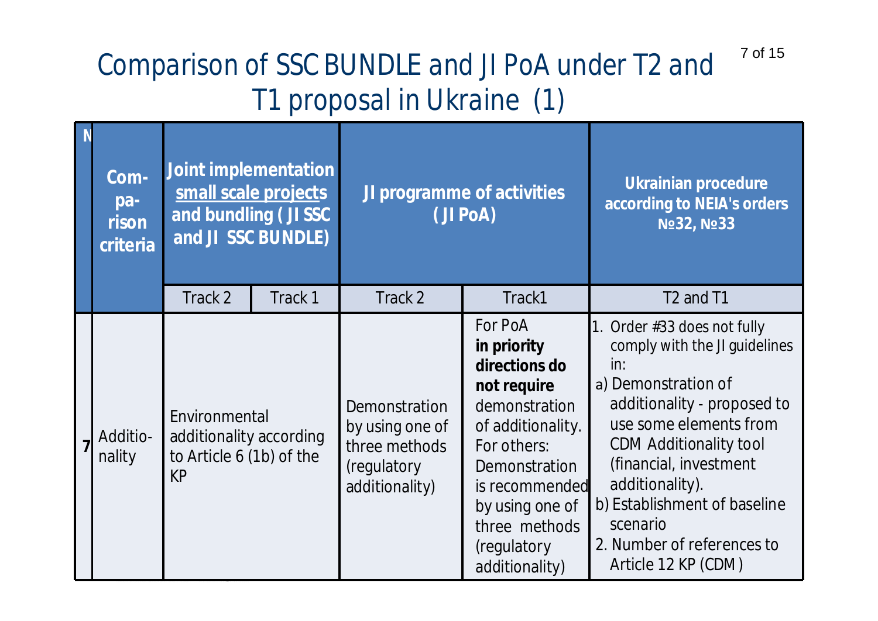# Comparison of SSC BUNDLE and JI PoA under T2 and T1 proposal in Ukraine (1)

| N | Com-pa-rison criteria | Joint implementation <u>small scale projects</u> and bundling ( JI SSC and JI SSC BUNDLE) | | JI programme of activities ( JI PoA) | | Ukrainian procedure according to NEIA's orders №32, №33 |
|---|---|---|---|---|---|---|
| | | Track 2 | Track 1 | Track 2 | Track1 | T2 and T1 |
| 7 | Additio-nality | Environmental additionality according to Article 6 (1b) of the KP | | Demonstration by using one of three methods (regulatory additionality) | For PoA **in priority directions do not require** demonstration of additionality. For others: Demonstration is recommended by using one of three methods (regulatory additionality) | 1. Order #33 does not fully comply with the JI guidelines in: a) Demonstration of additionality - proposed to use some elements from CDM Additionality tool (financial, investment additionality). b) Establishment of baseline scenario 2. Number of references to Article 12 KP (CDM) |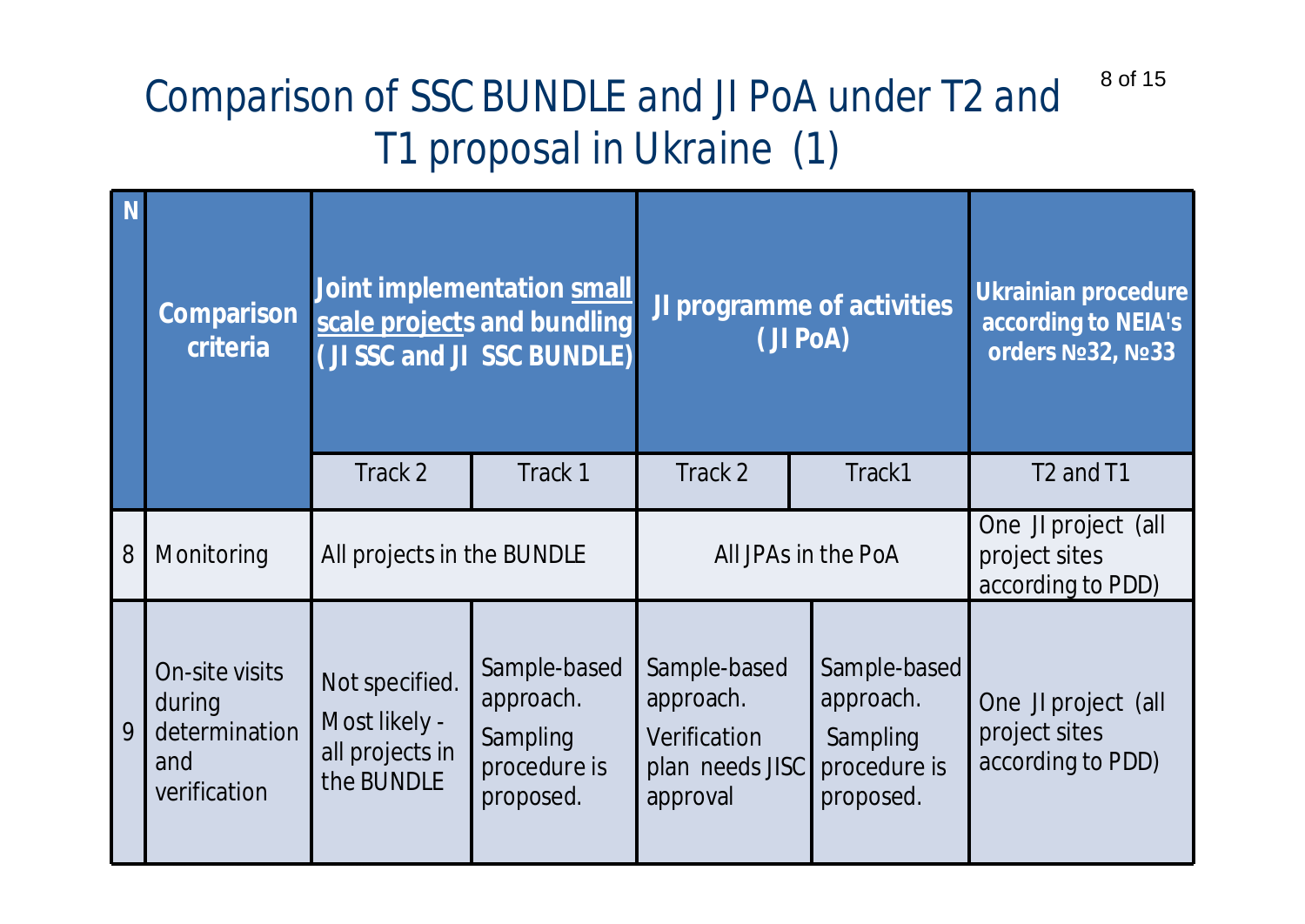# Comparison of SSC BUNDLE and JI PoA under T2 and T1 proposal in Ukraine (1)

| N | Comparison criteria | Joint implementation small scale projects and bundling ( JI SSC and JI SSC BUNDLE) | | JI programme of activities ( JI PoA) | | Ukrainian procedure according to NEIA's orders №32, №33 |
|---|---|---|---|---|---|---|
| | | Track 2 | Track 1 | Track 2 | Track1 | T2 and T1 |
| 8 | Monitoring | All projects in the BUNDLE | | All JPAs in the PoA | | One JI project (all project sites according to PDD) |
| 9 | On-site visits during determination and verification | Not specified. Most likely - all projects in the BUNDLE | Sample-based approach. Sampling procedure is proposed. | Sample-based approach. Verification plan needs JISC approval | Sample-based approach. Sampling procedure is proposed. | One JI project (all project sites according to PDD) |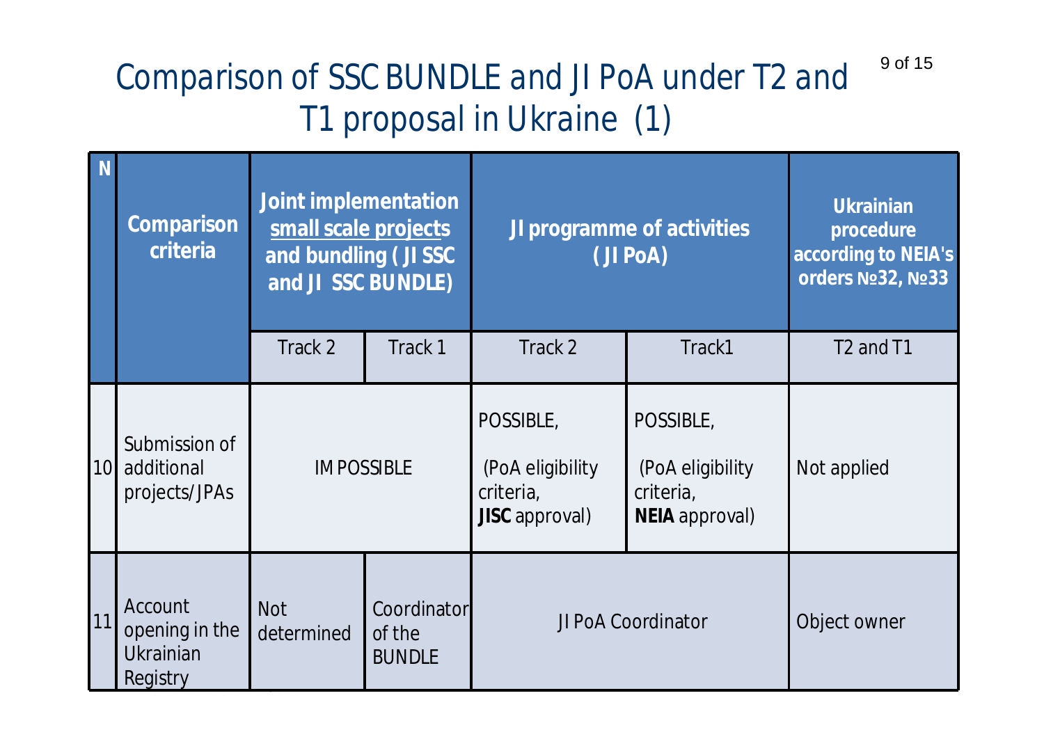# Comparison of SSC BUNDLE and JI PoA under T2 and T1 proposal in Ukraine (1)

| N | Comparison criteria | Joint implementation small scale projects and bundling ( JI SSC and JI SSC BUNDLE) | | JI programme of activities ( JI PoA) | | Ukrainian procedure according to NEIA's orders №32, №33 |
|---|---|---|---|---|---|---|
| | | Track 2 | Track 1 | Track 2 | Track1 | T2 and T1 |
| 10 | Submission of additional projects/JPAs | IMPOSSIBLE | | POSSIBLE, (PoA eligibility criteria, **JISC** approval) | POSSIBLE, (PoA eligibility criteria, **NEIA** approval) | Not applied |
| 11 | Account opening in the Ukrainian Registry | Not determined | Coordinator of the BUNDLE | JI PoA Coordinator | | Object owner |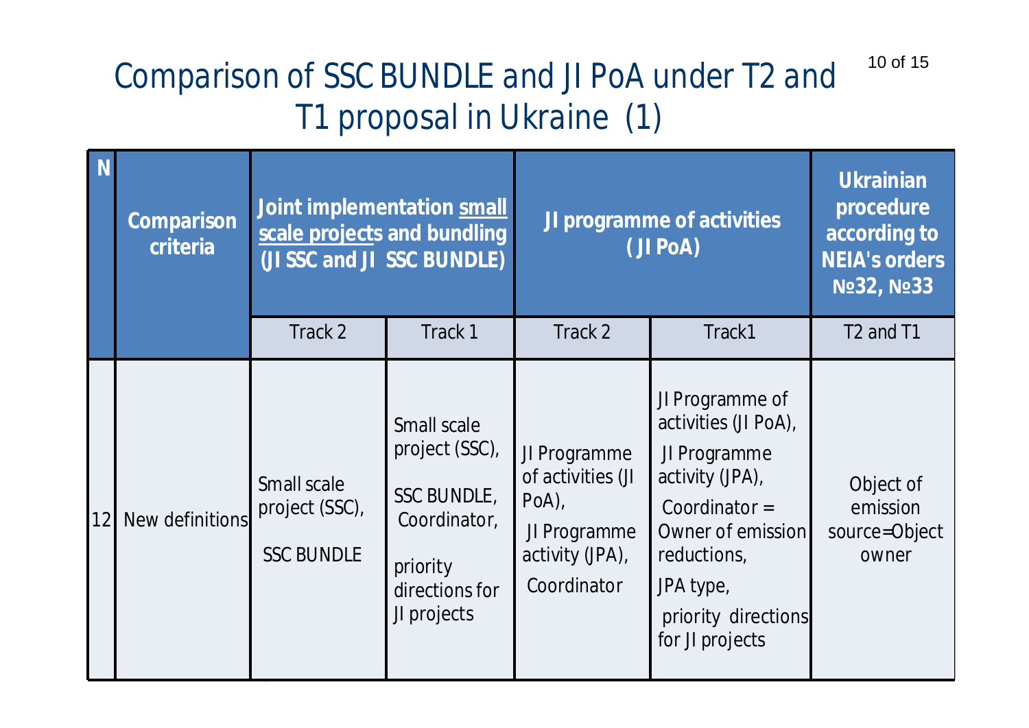# Comparison of SSC BUNDLE and JI PoA under T2 and T1 proposal in Ukraine (1)

| N | Comparison criteria | Joint implementation small scale projects and bundling (JI SSC and JI SSC BUNDLE) | | JI programme of activities ( JI PoA) | | Ukrainian procedure according to NEIA's orders №32, №33 |
|---|---|---|---|---|---|---|
| | | Track 2 | Track 1 | Track 2 | Track1 | T2 and T1 |
| 12 | New definitions | Small scale project (SSC), SSC BUNDLE | Small scale project (SSC), SSC BUNDLE, Coordinator, priority directions for JI projects | JI Programme of activities (JI PoA), JI Programme activity (JPA), Coordinator | JI Programme of activities (JI PoA), JI Programme activity (JPA), Coordinator = Owner of emission reductions, JPA type, priority directions for JI projects | Object of emission source=Object owner |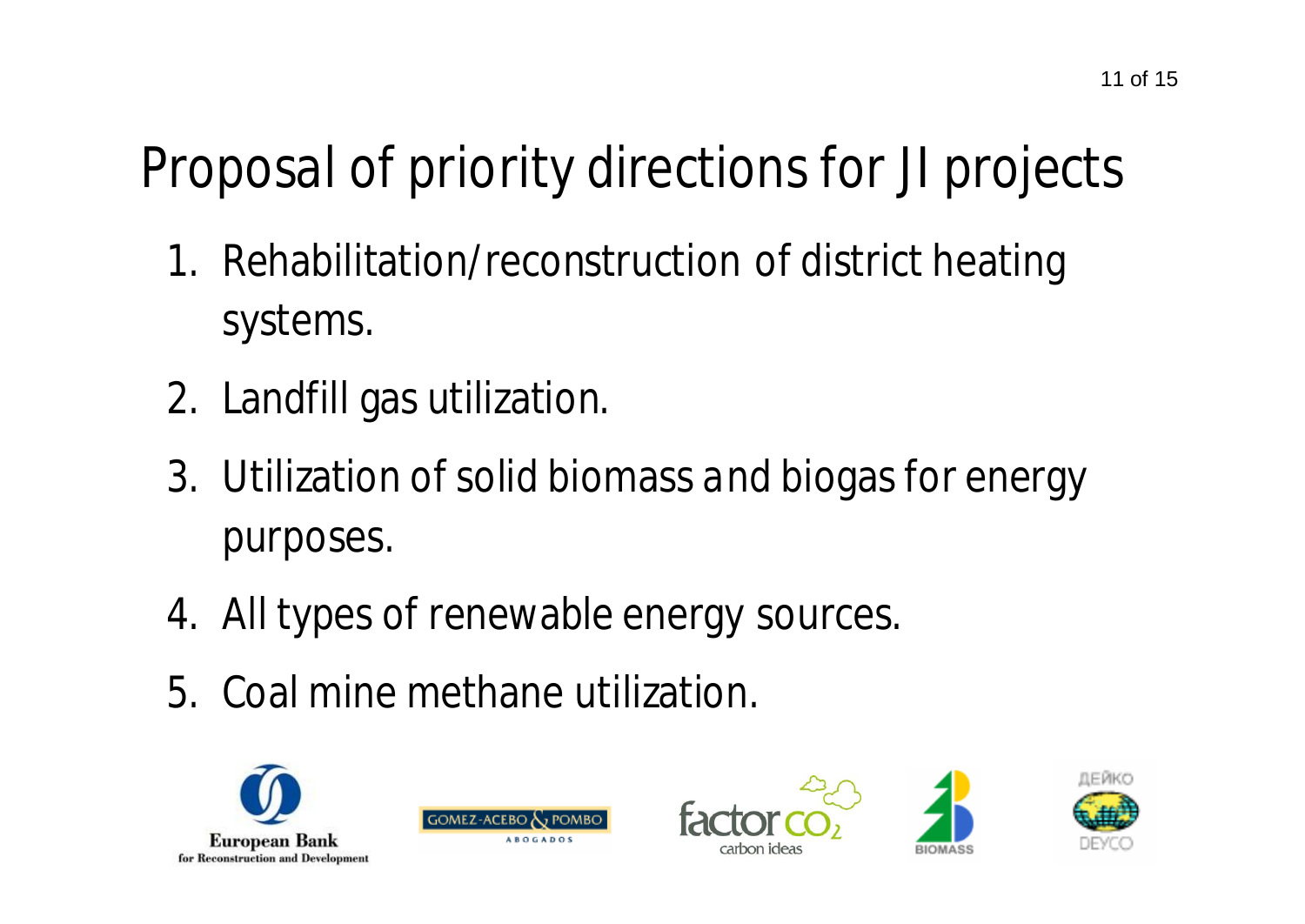# Proposal of priority directions for JI projects

1. Rehabilitation/reconstruction of district heating systems.
2. Landfill gas utilization.
3. Utilization of solid biomass and biogas for energy purposes.
4. All types of renewable energy sources.
5. Coal mine methane utilization.

European Bank for Reconstruction and Development

GOMEZ-ACEBO & POMBO ABOGADOS

factor $CO_2$ carbon ideas

BIOMASS

ДЕЙКО DEYCO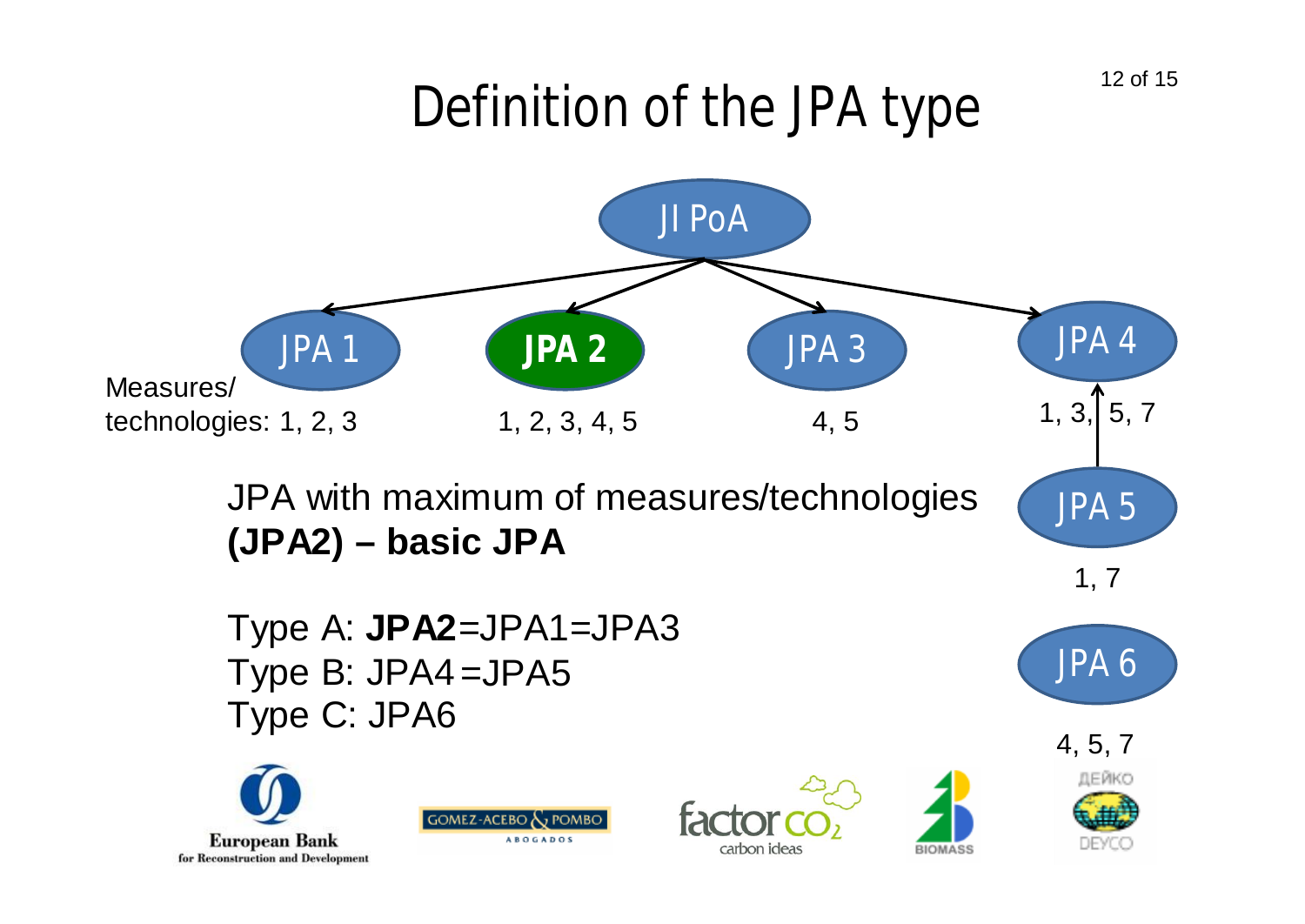# Definition of the JPA type

JI PoA

JPA 1 — Measures/technologies: 1, 2, 3

**JPA 2** — 1, 2, 3, 4, 5

JPA 3 — 4, 5

JPA 4 — 1, 3, 5, 7

JPA 5 — 1, 7

JPA 6 — 4, 5, 7

JPA with maximum of measures/technologies **(JPA2) – basic JPA**

Type A: **JPA2**=JPA1=JPA3
Type B: JPA4=JPA5
Type C: JPA6

European Bank for Reconstruction and Development | GOMEZ-ACEBO & POMBO ABOGADOS | factor CO2 carbon ideas | BIOMASS | ДЕЙКО DEYCO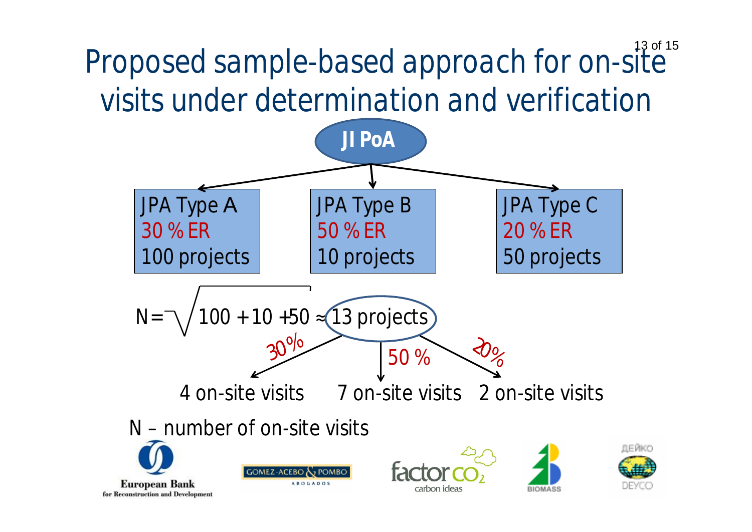# Proposed sample-based approach for on-site visits under determination and verification

**JI PoA**

| JPA Type A | JPA Type B | JPA Type C |
| --- | --- | --- |
| 30 % ER | 50 % ER | 20 % ER |
| 100 projects | 10 projects | 50 projects |

$$N = \sqrt{100 + 10 + 50} \approx 13 \text{ projects}$$

- 30% → 4 on-site visits
- 50 % → 7 on-site visits
- 20% → 2 on-site visits

N – number of on-site visits

European Bank for Reconstruction and Development | GOMEZ-ACEBO & POMBO ABOGADOS | factor $CO_2$ carbon ideas | BIOMASS | ДЕЙКО DEYCO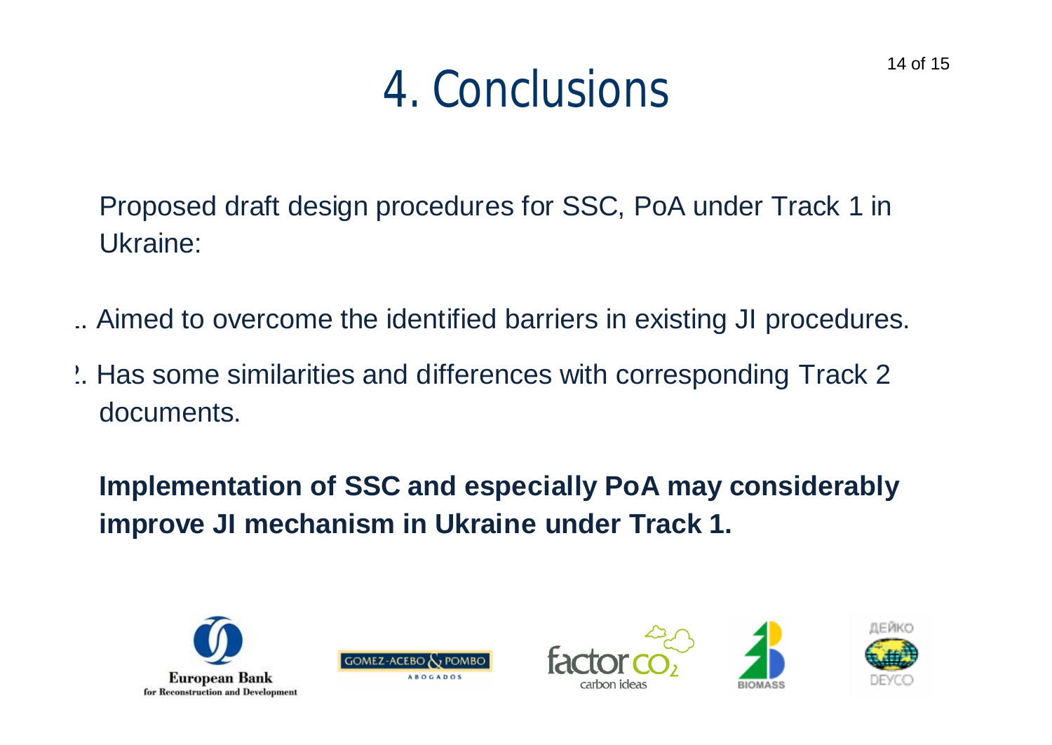# 4. Conclusions

Proposed draft design procedures for SSC, PoA under Track 1 in Ukraine:

1. Aimed to overcome the identified barriers in existing JI procedures.
2. Has some similarities and differences with corresponding Track 2 documents.

**Implementation of SSC and especially PoA may considerably improve JI mechanism in Ukraine under Track 1.**

European Bank for Reconstruction and Development

GOMEZ-ACEBO & POMBO ABOGADOS

factor $CO_2$ carbon ideas

BIOMASS

ДЕЙКО DEYCO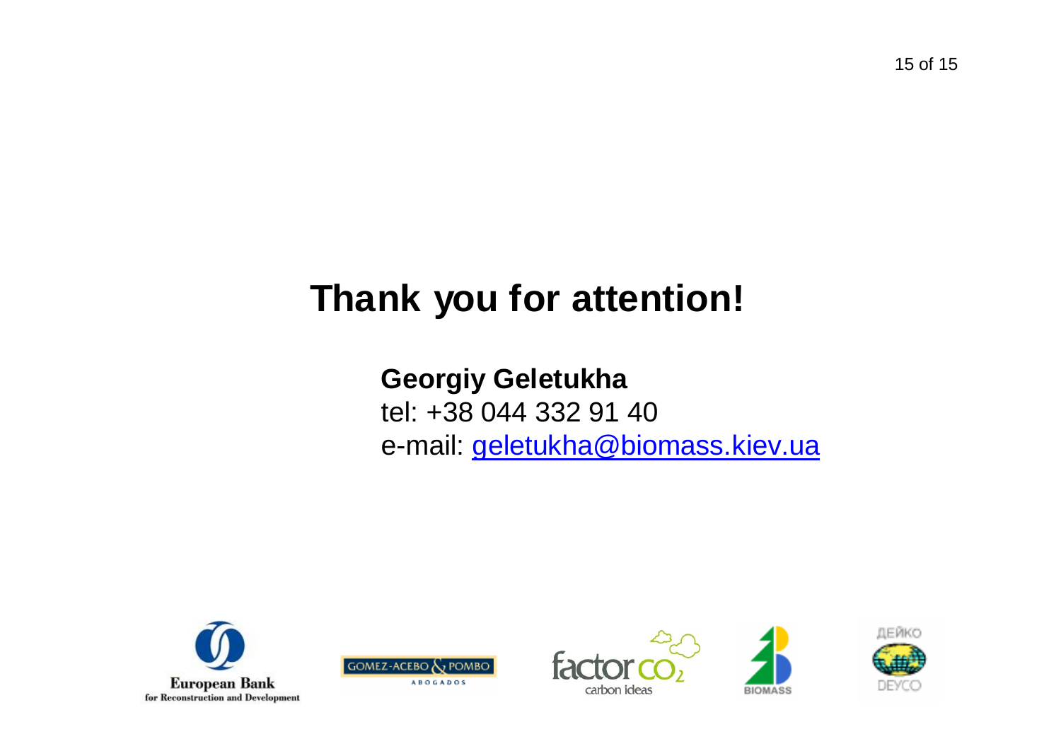# Thank you for attention!

**Georgiy Geletukha**
tel: +38 044 332 91 40
e-mail: geletukha@biomass.kiev.ua